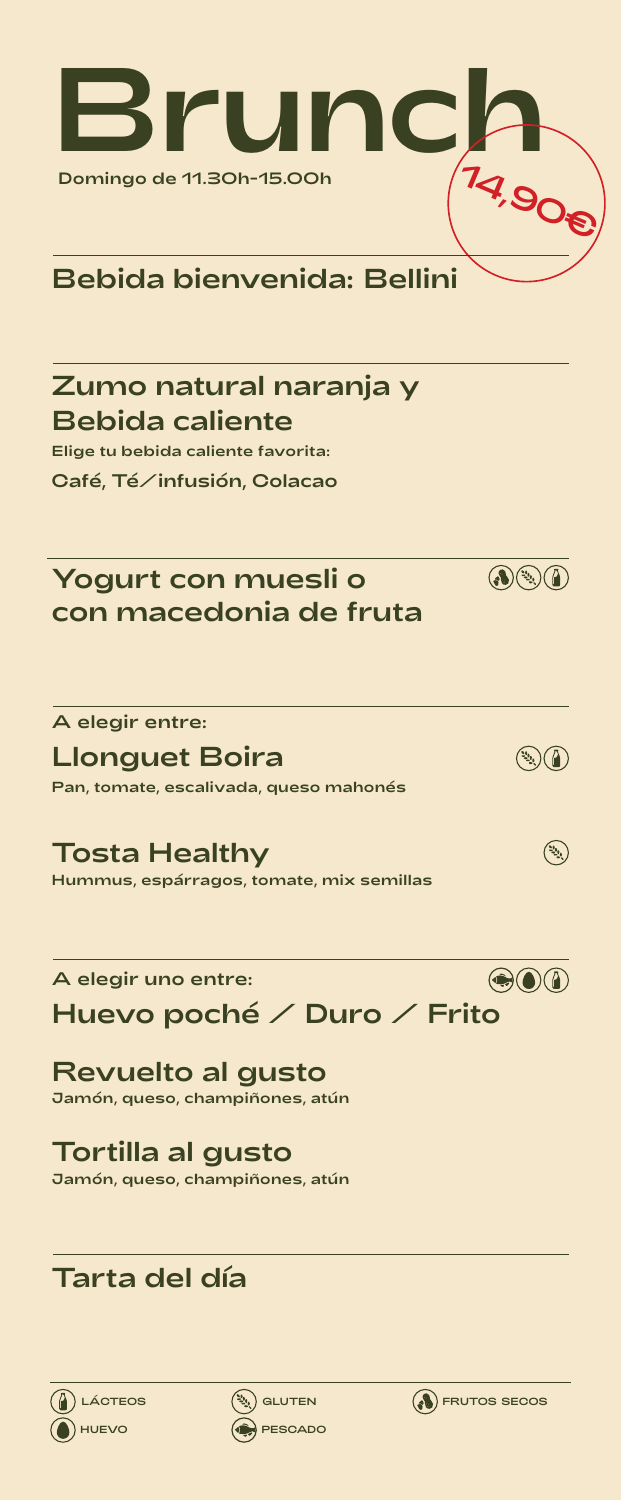# Brunch

**Domingo de 11.30h-15.00h**

**14,90€**

## Bebida bienvenida: Bellini

## Zumo natural naranja y Bebida caliente

Elige tu bebida caliente favorita:

Café, Té/infusión, Colacao

## Yogurt con muesli o con macedonia de fruta

(Frutos secos, Gluten, Lácteos)

A elegir entre:

### Llonguet Boira

(Gluten, Lácteos)

Pan, tomate, escalivada, queso mahonés

### Tosta Healthy

(Gluten)

Hummus, espárragos, tomate, mix semillas

A elegir uno entre:

(Pescado, Huevo, Lácteos)

### Huevo poché / Duro / Frito

### Revuelto al gusto

Jamón, queso, champiñones, atún

### Tortilla al gusto

Jamón, queso, champiñones, atún

## Tarta del día

LÁCTEOS · GLUTEN · FRUTOS SECOS · HUEVO · PESCADO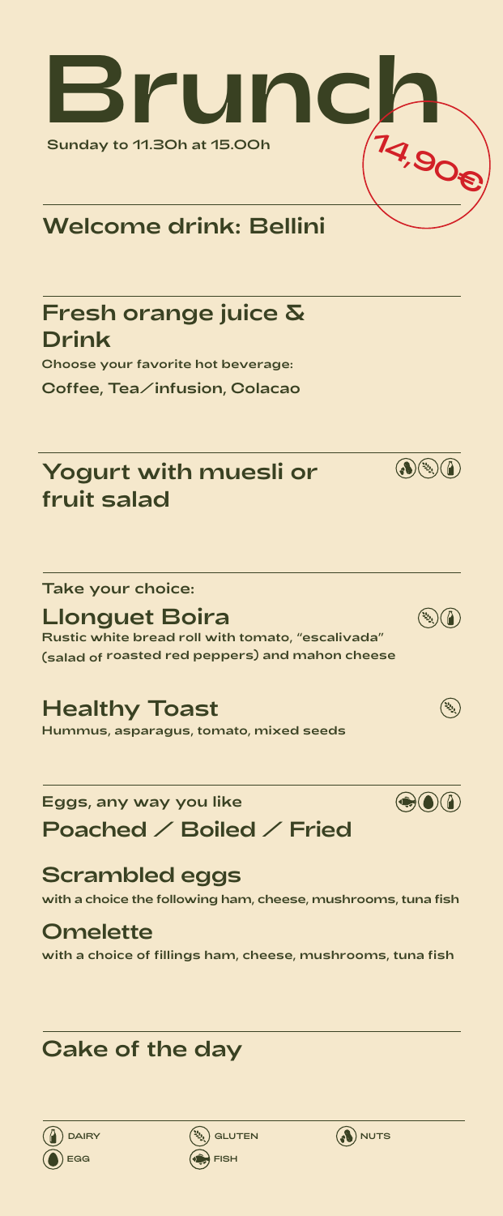# Brunch

**Sunday to 11.30h at 15.00h**

**14,90€**

## Welcome drink: Bellini

## Fresh orange juice & Drink

**Choose your favorite hot beverage:**

**Coffee, Tea/infusion, Colacao**

## Yogurt with muesli or fruit salad

(Nuts, Gluten, Dairy)

**Take your choice:**

## Llonguet Boira

(Gluten, Dairy)

**Rustic white bread roll with tomato, "escalivada" (salad of roasted red peppers) and mahon cheese**

## Healthy Toast

(Gluten)

**Hummus, asparagus, tomato, mixed seeds**

**Eggs, any way you like**

(Fish, Egg, Dairy)

## Poached / Boiled / Fried

## Scrambled eggs

**with a choice the following ham, cheese, mushrooms, tuna fish**

## Omelette

**with a choice of fillings ham, cheese, mushrooms, tuna fish**

## Cake of the day

DAIRY · GLUTEN · NUTS · EGG · FISH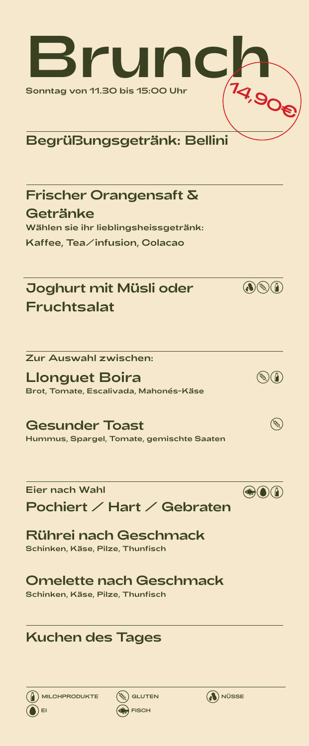# Brunch

**Sonntag von 11.30 bis 15:00 Uhr**

14,90€

## Begrüßungsgetränk: Bellini

## Frischer Orangensaft & Getränke

**Wählen sie ihr lieblingsheissgetränk:**
**Kaffee, Tea/infusion, Colacao**

## Joghurt mit Müsli oder Fruchtsalat

(Nüsse, Gluten, Milchprodukte)

**Zur Auswahl zwischen:**

## Llonguet Boira

(Gluten, Milchprodukte)

**Brot, Tomate, Escalivada, Mahonés-Käse**

## Gesunder Toast

(Gluten)

**Hummus, Spargel, Tomate, gemischte Saaten**

**Eier nach Wahl**

(Fisch, Ei, Milchprodukte)

## Pochiert / Hart / Gebraten

## Rührei nach Geschmack

**Schinken, Käse, Pilze, Thunfisch**

## Omelette nach Geschmack

**Schinken, Käse, Pilze, Thunfisch**

## Kuchen des Tages

MILCHPRODUKTE
GLUTEN
NÜSSE
EI
FISCH